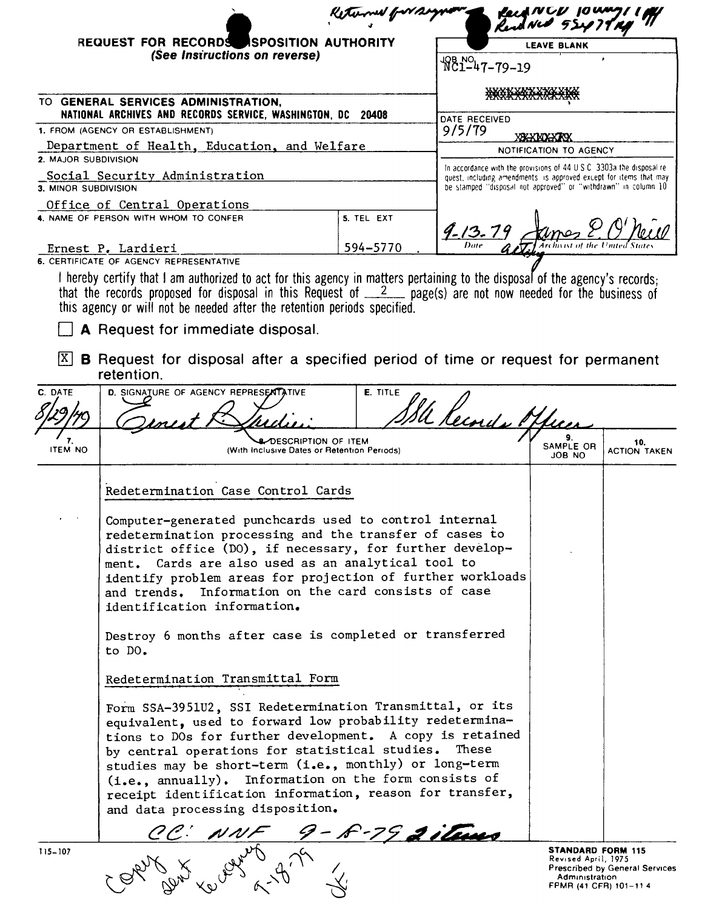Returned for signature — Rec'd NCD 10 Aug 79 / Rec'd NCD 5 Sep 79

# REQUEST FOR RECORDS DISPOSITION AUTHORITY
*(See Instructions on reverse)*

**LEAVE BLANK**

JOB NO. NC1-47-79-19

DATE RECEIVED: 9/5/79

**NOTIFICATION TO AGENCY**

In accordance with the provisions of 44 U.S.C. 3303a the disposal request, including amendments, is approved except for items that may be stamped "disposal not approved" or "withdrawn" in column 10.

9-13-79 — James E. O'Neill, acting — Archivist of the United States

TO **GENERAL SERVICES ADMINISTRATION, NATIONAL ARCHIVES AND RECORDS SERVICE, WASHINGTON, DC 20408**

1. FROM (AGENCY OR ESTABLISHMENT): Department of Health, Education, and Welfare
2. MAJOR SUBDIVISION: Social Security Administration
3. MINOR SUBDIVISION: Office of Central Operations
4. NAME OF PERSON WITH WHOM TO CONFER: Ernest P. Lardieri
5. TEL EXT: 594-5770

6. CERTIFICATE OF AGENCY REPRESENTATIVE

I hereby certify that I am authorized to act for this agency in matters pertaining to the disposal of the agency's records; that the records proposed for disposal in this Request of 2 page(s) are not now needed for the business of this agency or will not be needed after the retention periods specified.

☐ **A** Request for immediate disposal.

☒ **B** Request for disposal after a specified period of time or request for permanent retention.

| C. DATE | D. SIGNATURE OF AGENCY REPRESENTATIVE | E. TITLE |
|---|---|---|
| 8/29/79 | Ernest P. Lardieri | SSA Records Officer |

| 7. ITEM NO | 8. DESCRIPTION OF ITEM (With Inclusive Dates or Retention Periods) | 9. SAMPLE OR JOB NO | 10. ACTION TAKEN |
|---|---|---|---|
| | **Redetermination Case Control Cards**<br><br>Computer-generated punchcards used to control internal redetermination processing and the transfer of cases to district office (DO), if necessary, for further development. Cards are also used as an analytical tool to identify problem areas for projection of further workloads and trends. Information on the card consists of case identification information.<br><br>Destroy 6 months after case is completed or transferred to DO.<br><br>**Redetermination Transmittal Form**<br><br>Form SSA-3951U2, SSI Redetermination Transmittal, or its equivalent, used to forward low probability redeterminations to DOs for further development. A copy is retained by central operations for statistical studies. These studies may be short-term (i.e., monthly) or long-term (i.e., annually). Information on the form consists of receipt identification information, reason for transfer, and data processing disposition. | | |

CC: NNF 9-18-79 2 items

115-107

Copy sent to agency 9-18-79 JF

**STANDARD FORM 115**
Revised April, 1975
Prescribed by General Services Administration
FPMR (41 CFR) 101-11.4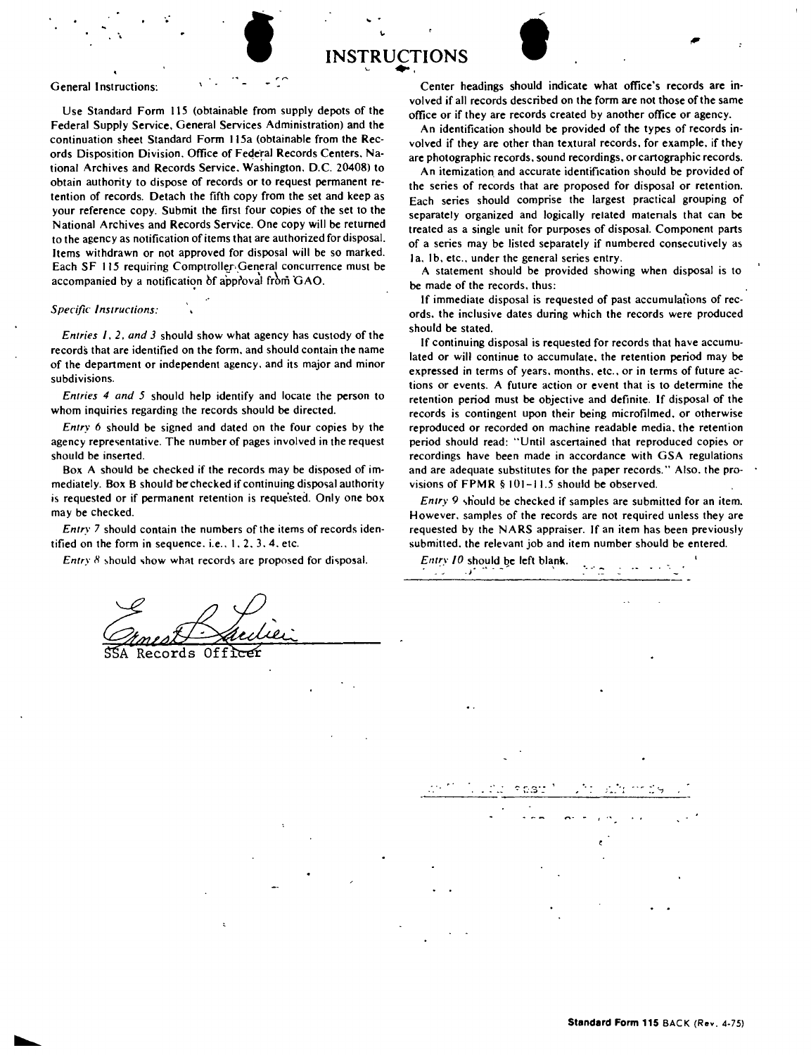# INSTRUCTIONS

General Instructions:

Use Standard Form 115 (obtainable from supply depots of the Federal Supply Service, General Services Administration) and the continuation sheet Standard Form 115a (obtainable from the Records Disposition Division, Office of Federal Records Centers, National Archives and Records Service, Washington, D.C. 20408) to obtain authority to dispose of records or to request permanent retention of records. Detach the fifth copy from the set and keep as your reference copy. Submit the first four copies of the set to the National Archives and Records Service. One copy will be returned to the agency as notification of items that are authorized for disposal. Items withdrawn or not approved for disposal will be so marked. Each SF 115 requiring Comptroller General concurrence must be accompanied by a notification of approval from GAO.

*Specific Instructions:*

*Entries 1, 2, and 3* should show what agency has custody of the records that are identified on the form, and should contain the name of the department or independent agency, and its major and minor subdivisions.

*Entries 4 and 5* should help identify and locate the person to whom inquiries regarding the records should be directed.

*Entry 6* should be signed and dated on the four copies by the agency representative. The number of pages involved in the request should be inserted.

Box A should be checked if the records may be disposed of immediately. Box B should be checked if continuing disposal authority is requested or if permanent retention is requested. Only one box may be checked.

*Entry 7* should contain the numbers of the items of records identified on the form in sequence, i.e., 1, 2, 3, 4, etc.

*Entry 8* should show what records are proposed for disposal.

Center headings should indicate what office's records are involved if all records described on the form are not those of the same office or if they are records created by another office or agency.

An identification should be provided of the types of records involved if they are other than textural records, for example, if they are photographic records, sound recordings, or cartographic records.

An itemization and accurate identification should be provided of the series of records that are proposed for disposal or retention. Each series should comprise the largest practical grouping of separately organized and logically related materials that can be treated as a single unit for purposes of disposal. Component parts of a series may be listed separately if numbered consecutively as 1a, 1b, etc., under the general series entry.

A statement should be provided showing when disposal is to be made of the records, thus:

If immediate disposal is requested of past accumulations of records, the inclusive dates during which the records were produced should be stated.

If continuing disposal is requested for records that have accumulated or will continue to accumulate, the retention period may be expressed in terms of years, months, etc., or in terms of future actions or events. A future action or event that is to determine the retention period must be objective and definite. If disposal of the records is contingent upon their being microfilmed, or otherwise reproduced or recorded on machine readable media, the retention period should read: "Until ascertained that reproduced copies or recordings have been made in accordance with GSA regulations and are adequate substitutes for the paper records." Also, the provisions of FPMR § 101-11.5 should be observed.

*Entry 9* should be checked if samples are submitted for an item. However, samples of the records are not required unless they are requested by the NARS appraiser. If an item has been previously submitted, the relevant job and item number should be entered.

*Entry 10* should be left blank.

Ernest P. Secilien

SSA Records Officer

**Standard Form 115** BACK (Rev. 4-75)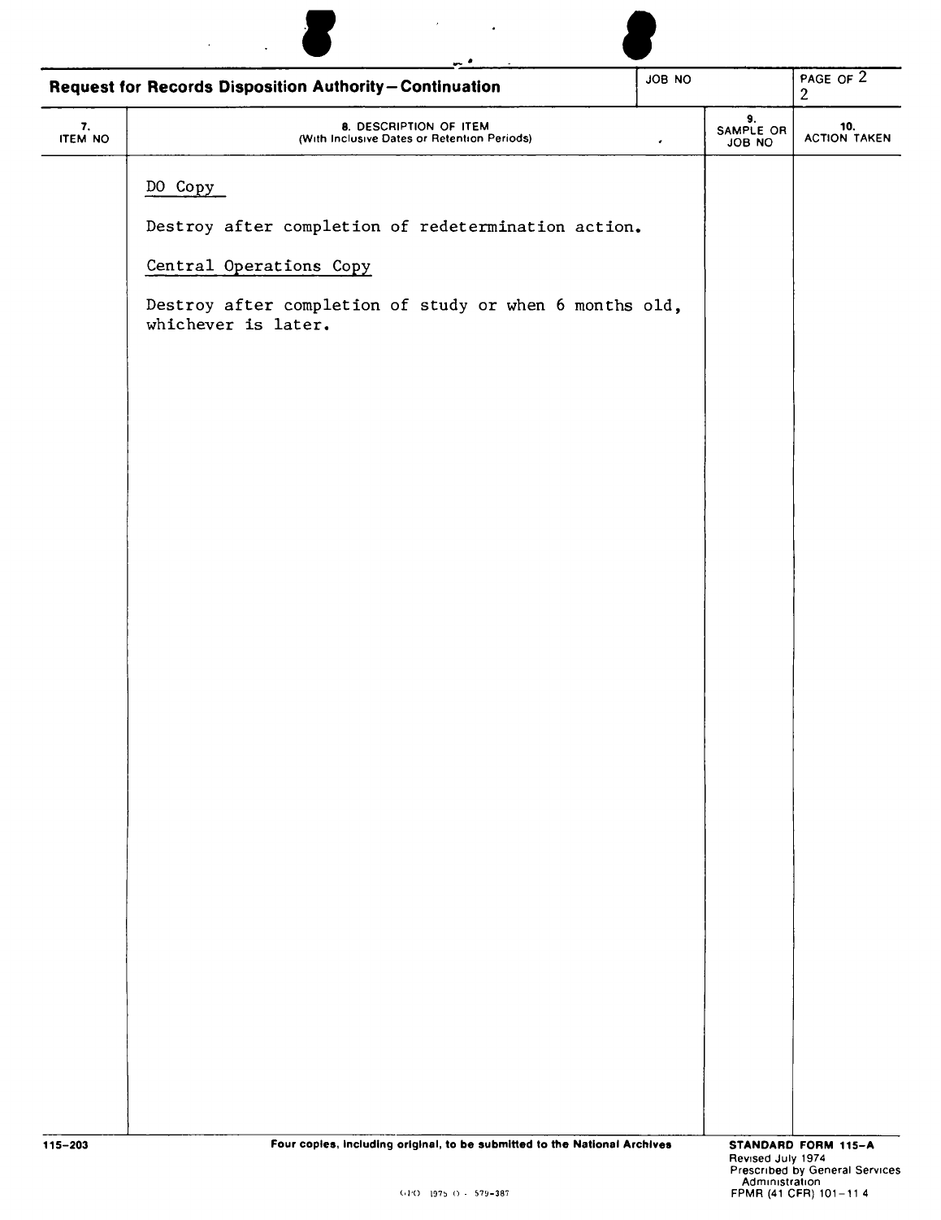## Request for Records Disposition Authority—Continuation

| JOB NO | PAGE 2 OF 2 |
| --- | --- |
| | |

| 7. ITEM NO | 8. DESCRIPTION OF ITEM (With Inclusive Dates or Retention Periods) | 9. SAMPLE OR JOB NO | 10. ACTION TAKEN |
| --- | --- | --- | --- |
| | <u>DO Copy</u><br><br>Destroy after completion of redetermination action.<br><br><u>Central Operations Copy</u><br><br>Destroy after completion of study or when 6 months old, whichever is later. | | |

115-203

**Four copies, including original, to be submitted to the National Archives**

**STANDARD FORM 115-A**
Revised July 1974
Prescribed by General Services Administration
FPMR (41 CFR) 101-11 4

GPO 1975 O - 579-387